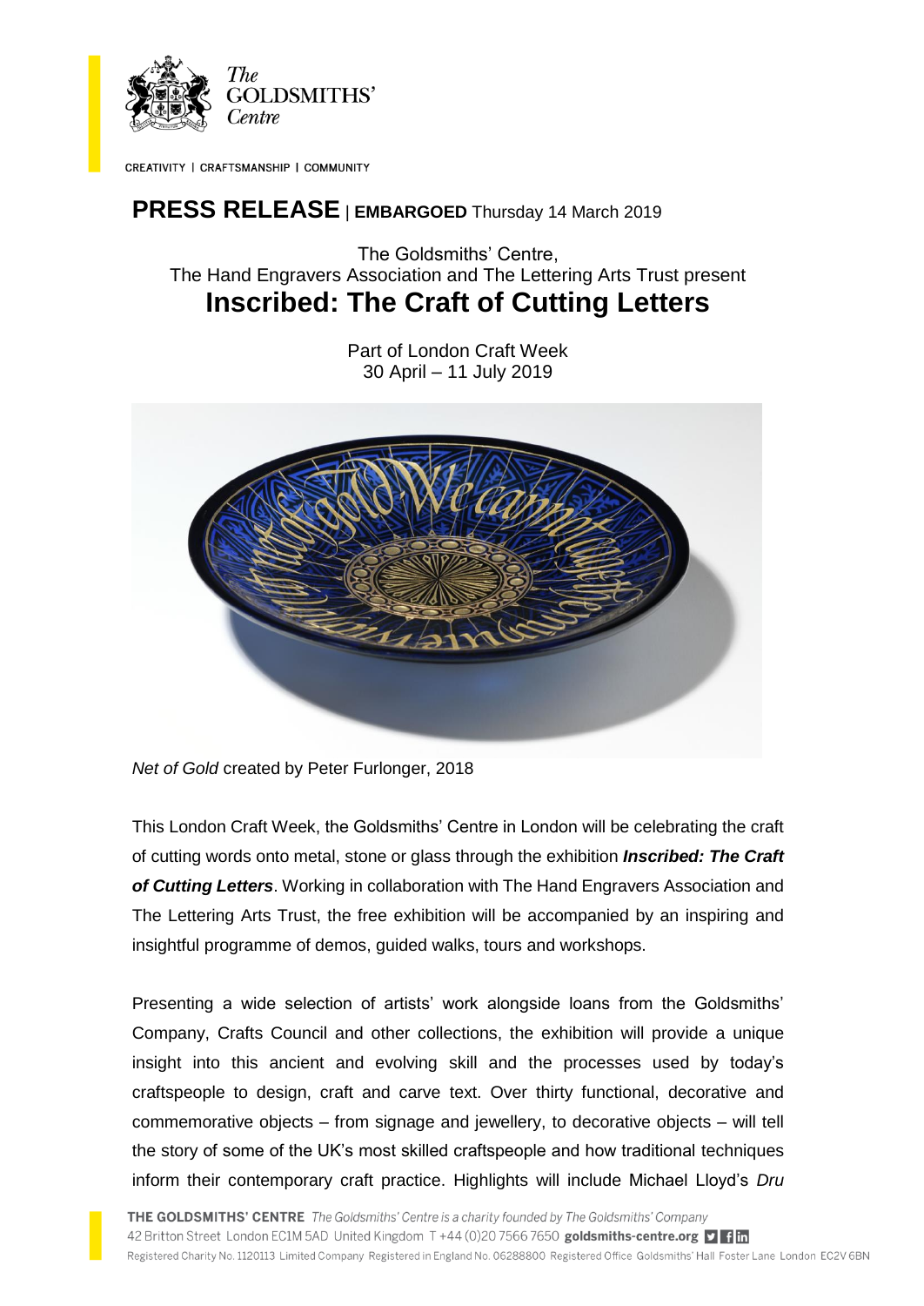The Goldsmiths' Centre

CREATIVITY | CRAFTSMANSHIP | COMMUNITY

**PRESS RELEASE** | **EMBARGOED** Thursday 14 March 2019

The Goldsmiths' Centre,
The Hand Engravers Association and The Lettering Arts Trust present

# Inscribed: The Craft of Cutting Letters

Part of London Craft Week
30 April – 11 July 2019

*Net of Gold* created by Peter Furlonger, 2018

This London Craft Week, the Goldsmiths' Centre in London will be celebrating the craft of cutting words onto metal, stone or glass through the exhibition ***Inscribed: The Craft of Cutting Letters***. Working in collaboration with The Hand Engravers Association and The Lettering Arts Trust, the free exhibition will be accompanied by an inspiring and insightful programme of demos, guided walks, tours and workshops.

Presenting a wide selection of artists' work alongside loans from the Goldsmiths' Company, Crafts Council and other collections, the exhibition will provide a unique insight into this ancient and evolving skill and the processes used by today's craftspeople to design, craft and carve text. Over thirty functional, decorative and commemorative objects – from signage and jewellery, to decorative objects – will tell the story of some of the UK's most skilled craftspeople and how traditional techniques inform their contemporary craft practice. Highlights will include Michael Lloyd's *Dru*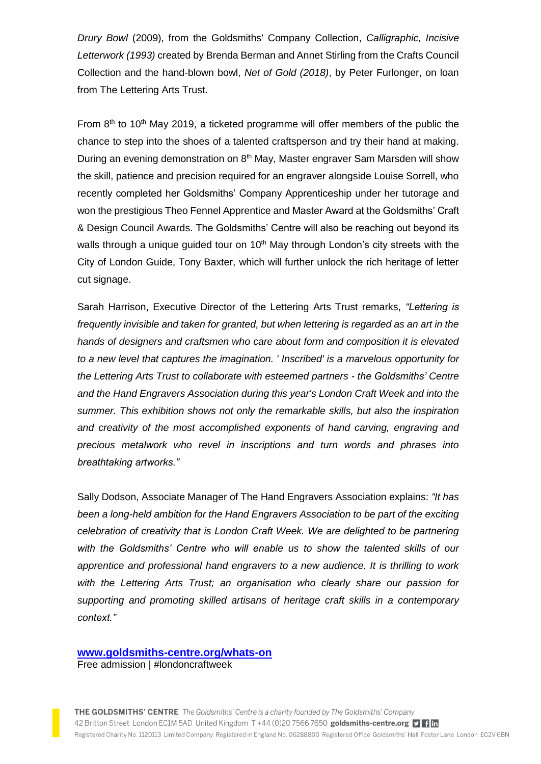*Drury Bowl* (2009), from the Goldsmiths' Company Collection, *Calligraphic, Incisive Letterwork (1993)* created by Brenda Berman and Annet Stirling from the Crafts Council Collection and the hand-blown bowl, *Net of Gold (2018)*, by Peter Furlonger, on loan from The Lettering Arts Trust.

From 8th to 10th May 2019, a ticketed programme will offer members of the public the chance to step into the shoes of a talented craftsperson and try their hand at making. During an evening demonstration on 8th May, Master engraver Sam Marsden will show the skill, patience and precision required for an engraver alongside Louise Sorrell, who recently completed her Goldsmiths' Company Apprenticeship under her tutorage and won the prestigious Theo Fennel Apprentice and Master Award at the Goldsmiths' Craft & Design Council Awards. The Goldsmiths' Centre will also be reaching out beyond its walls through a unique guided tour on 10th May through London's city streets with the City of London Guide, Tony Baxter, which will further unlock the rich heritage of letter cut signage.

Sarah Harrison, Executive Director of the Lettering Arts Trust remarks, *"Lettering is frequently invisible and taken for granted, but when lettering is regarded as an art in the hands of designers and craftsmen who care about form and composition it is elevated to a new level that captures the imagination. ' Inscribed' is a marvelous opportunity for the Lettering Arts Trust to collaborate with esteemed partners - the Goldsmiths' Centre and the Hand Engravers Association during this year's London Craft Week and into the summer. This exhibition shows not only the remarkable skills, but also the inspiration and creativity of the most accomplished exponents of hand carving, engraving and precious metalwork who revel in inscriptions and turn words and phrases into breathtaking artworks."*

Sally Dodson, Associate Manager of The Hand Engravers Association explains: *"It has been a long-held ambition for the Hand Engravers Association to be part of the exciting celebration of creativity that is London Craft Week. We are delighted to be partnering with the Goldsmiths' Centre who will enable us to show the talented skills of our apprentice and professional hand engravers to a new audience. It is thrilling to work with the Lettering Arts Trust; an organisation who clearly share our passion for supporting and promoting skilled artisans of heritage craft skills in a contemporary context."*

**[www.goldsmiths-centre.org/whats-on](http://www.goldsmiths-centre.org/whats-on)**
Free admission | #londoncraftweek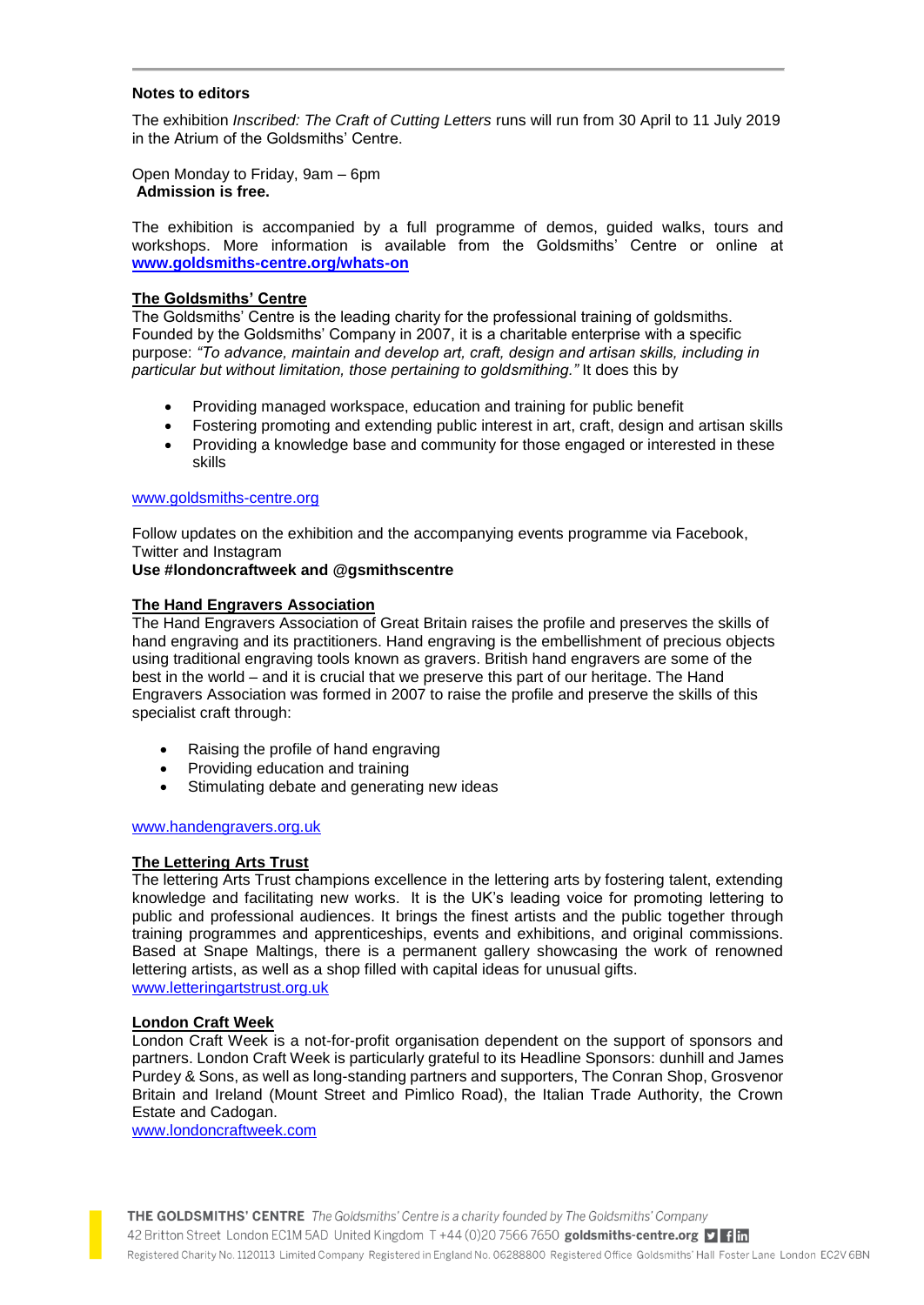**Notes to editors**

The exhibition *Inscribed: The Craft of Cutting Letters* runs will run from 30 April to 11 July 2019 in the Atrium of the Goldsmiths' Centre.

Open Monday to Friday, 9am – 6pm
**Admission is free.**

The exhibition is accompanied by a full programme of demos, guided walks, tours and workshops. More information is available from the Goldsmiths' Centre or online at **www.goldsmiths-centre.org/whats-on**

**The Goldsmiths' Centre**
The Goldsmiths' Centre is the leading charity for the professional training of goldsmiths. Founded by the Goldsmiths' Company in 2007, it is a charitable enterprise with a specific purpose: *"To advance, maintain and develop art, craft, design and artisan skills, including in particular but without limitation, those pertaining to goldsmithing."* It does this by

- Providing managed workspace, education and training for public benefit
- Fostering promoting and extending public interest in art, craft, design and artisan skills
- Providing a knowledge base and community for those engaged or interested in these skills

www.goldsmiths-centre.org

Follow updates on the exhibition and the accompanying events programme via Facebook, Twitter and Instagram
**Use #londoncraftweek and @gsmithscentre**

**The Hand Engravers Association**
The Hand Engravers Association of Great Britain raises the profile and preserves the skills of hand engraving and its practitioners. Hand engraving is the embellishment of precious objects using traditional engraving tools known as gravers. British hand engravers are some of the best in the world – and it is crucial that we preserve this part of our heritage. The Hand Engravers Association was formed in 2007 to raise the profile and preserve the skills of this specialist craft through:

- Raising the profile of hand engraving
- Providing education and training
- Stimulating debate and generating new ideas

www.handengravers.org.uk

**The Lettering Arts Trust**
The lettering Arts Trust champions excellence in the lettering arts by fostering talent, extending knowledge and facilitating new works. It is the UK's leading voice for promoting lettering to public and professional audiences. It brings the finest artists and the public together through training programmes and apprenticeships, events and exhibitions, and original commissions. Based at Snape Maltings, there is a permanent gallery showcasing the work of renowned lettering artists, as well as a shop filled with capital ideas for unusual gifts.
www.letteringartstrust.org.uk

**London Craft Week**
London Craft Week is a not-for-profit organisation dependent on the support of sponsors and partners. London Craft Week is particularly grateful to its Headline Sponsors: dunhill and James Purdey & Sons, as well as long-standing partners and supporters, The Conran Shop, Grosvenor Britain and Ireland (Mount Street and Pimlico Road), the Italian Trade Authority, the Crown Estate and Cadogan.
www.londoncraftweek.com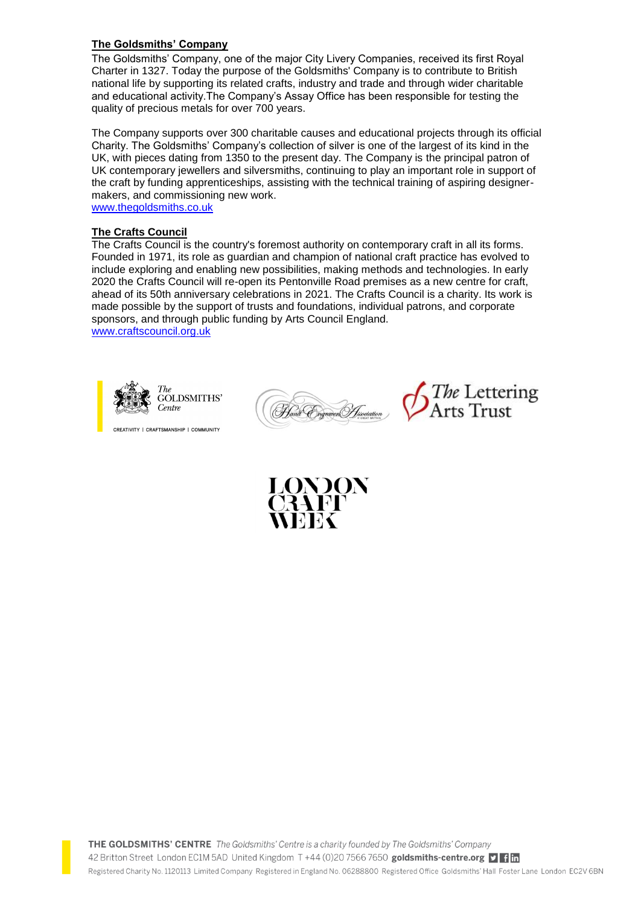**The Goldsmiths' Company**

The Goldsmiths' Company, one of the major City Livery Companies, received its first Royal Charter in 1327. Today the purpose of the Goldsmiths' Company is to contribute to British national life by supporting its related crafts, industry and trade and through wider charitable and educational activity.The Company's Assay Office has been responsible for testing the quality of precious metals for over 700 years.

The Company supports over 300 charitable causes and educational projects through its official Charity. The Goldsmiths' Company's collection of silver is one of the largest of its kind in the UK, with pieces dating from 1350 to the present day. The Company is the principal patron of UK contemporary jewellers and silversmiths, continuing to play an important role in support of the craft by funding apprenticeships, assisting with the technical training of aspiring designer-makers, and commissioning new work.
www.thegoldsmiths.co.uk

**The Crafts Council**

The Crafts Council is the country's foremost authority on contemporary craft in all its forms. Founded in 1971, its role as guardian and champion of national craft practice has evolved to include exploring and enabling new possibilities, making methods and technologies. In early 2020 the Crafts Council will re-open its Pentonville Road premises as a new centre for craft, ahead of its 50th anniversary celebrations in 2021. The Crafts Council is a charity. Its work is made possible by the support of trusts and foundations, individual patrons, and corporate sponsors, and through public funding by Arts Council England.
www.craftscouncil.org.uk

The GOLDSMITHS' Centre
CREATIVITY | CRAFTSMANSHIP | COMMUNITY

Hand Engravers Association of Great Britain

The Lettering Arts Trust

LONDON CRAFT WEEK

**THE GOLDSMITHS' CENTRE** *The Goldsmiths' Centre is a charity founded by The Goldsmiths' Company*
42 Britton Street London EC1M 5AD United Kingdom T +44 (0)20 7566 7650 **goldsmiths-centre.org**
Registered Charity No. 1120113 Limited Company Registered in England No. 06288800 Registered Office Goldsmiths' Hall Foster Lane London EC2V 6BN